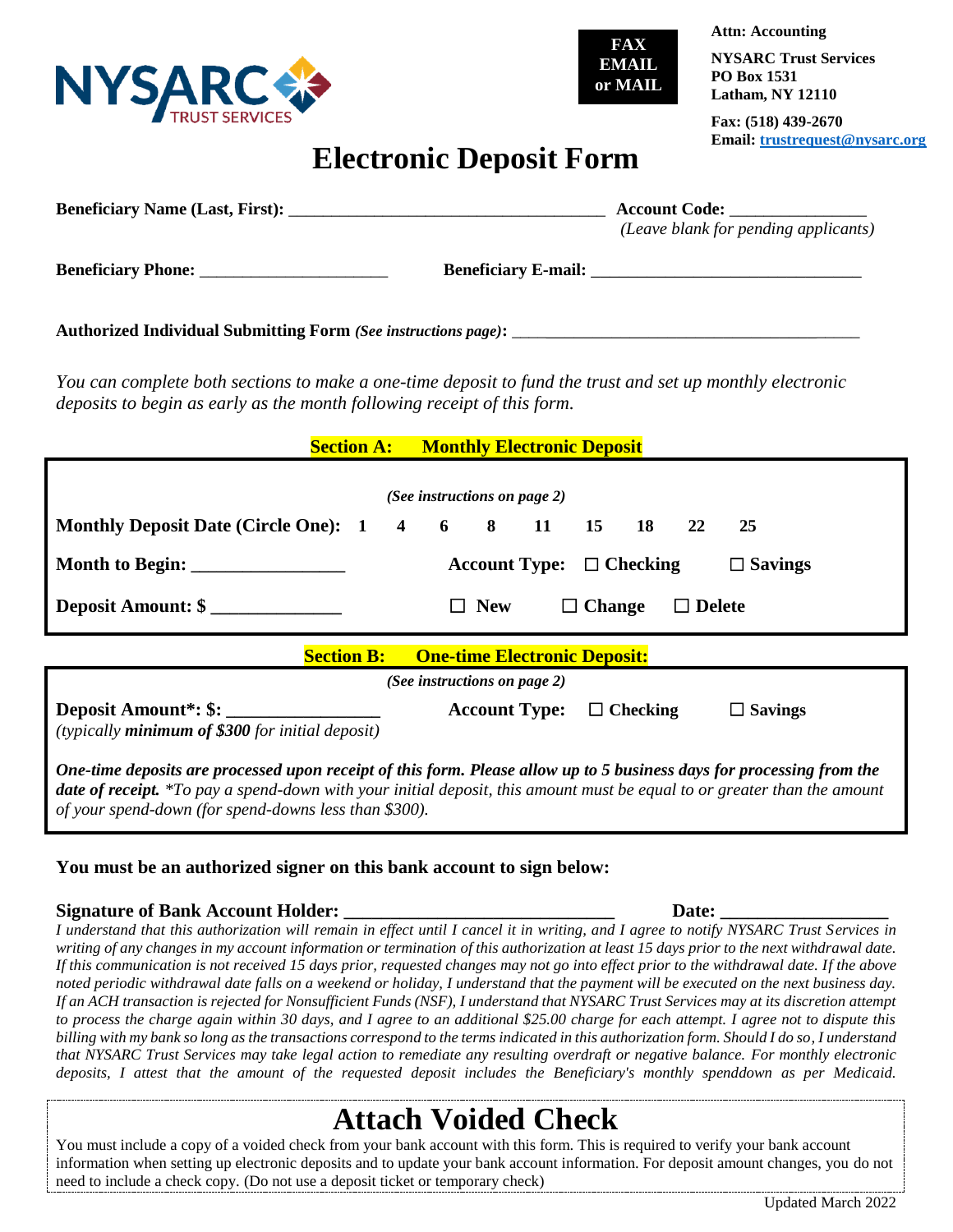**NYSARC TRUST SERVICES**

**FAX EMAIL or MAIL**

**Attn: Accounting**

**NYSARC Trust Services**
**PO Box 1531**
**Latham, NY 12110**

**Fax: (518) 439-2670**
**Email: trustrequest@nysarc.org**

# Electronic Deposit Form

**Beneficiary Name (Last, First):** ____________________________________ **Account Code:** _______________
*(Leave blank for pending applicants)*

**Beneficiary Phone:** _____________________ **Beneficiary E-mail:** _______________________________

**Authorized Individual Submitting Form** ***(See instructions page)*****:** ________________________________________

*You can complete both sections to make a one-time deposit to fund the trust and set up monthly electronic deposits to begin as early as the month following receipt of this form.*

## Section A: Monthly Electronic Deposit

***(See instructions on page 2)***

**Monthly Deposit Date (Circle One): 1 4 6 8 11 15 18 22 25**

**Month to Begin:** ________________ **Account Type:** ☐ **Checking** ☐ **Savings**

**Deposit Amount: $** ______________ ☐ **New** ☐ **Change** ☐ **Delete**

## Section B: One-time Electronic Deposit:

***(See instructions on page 2)***

**Deposit Amount*: $:** ________________ **Account Type:** ☐ **Checking** ☐ **Savings**
*(typically* ***minimum of $300*** *for initial deposit)*

***One-time deposits are processed upon receipt of this form. Please allow up to 5 business days for processing from the date of receipt.*** *\*To pay a spend-down with your initial deposit, this amount must be equal to or greater than the amount of your spend-down (for spend-downs less than $300).*

**You must be an authorized signer on this bank account to sign below:**

**Signature of Bank Account Holder:** ____________________________ **Date:** _________________

*I understand that this authorization will remain in effect until I cancel it in writing, and I agree to notify NYSARC Trust Services in writing of any changes in my account information or termination of this authorization at least 15 days prior to the next withdrawal date. If this communication is not received 15 days prior, requested changes may not go into effect prior to the withdrawal date. If the above noted periodic withdrawal date falls on a weekend or holiday, I understand that the payment will be executed on the next business day. If an ACH transaction is rejected for Nonsufficient Funds (NSF), I understand that NYSARC Trust Services may at its discretion attempt to process the charge again within 30 days, and I agree to an additional $25.00 charge for each attempt. I agree not to dispute this billing with my bank so long as the transactions correspond to the terms indicated in this authorization form. Should I do so, I understand that NYSARC Trust Services may take legal action to remediate any resulting overdraft or negative balance. For monthly electronic deposits, I attest that the amount of the requested deposit includes the Beneficiary's monthly spenddown as per Medicaid.*

# Attach Voided Check

You must include a copy of a voided check from your bank account with this form. This is required to verify your bank account information when setting up electronic deposits and to update your bank account information. For deposit amount changes, you do not need to include a check copy. (Do not use a deposit ticket or temporary check)

Updated March 2022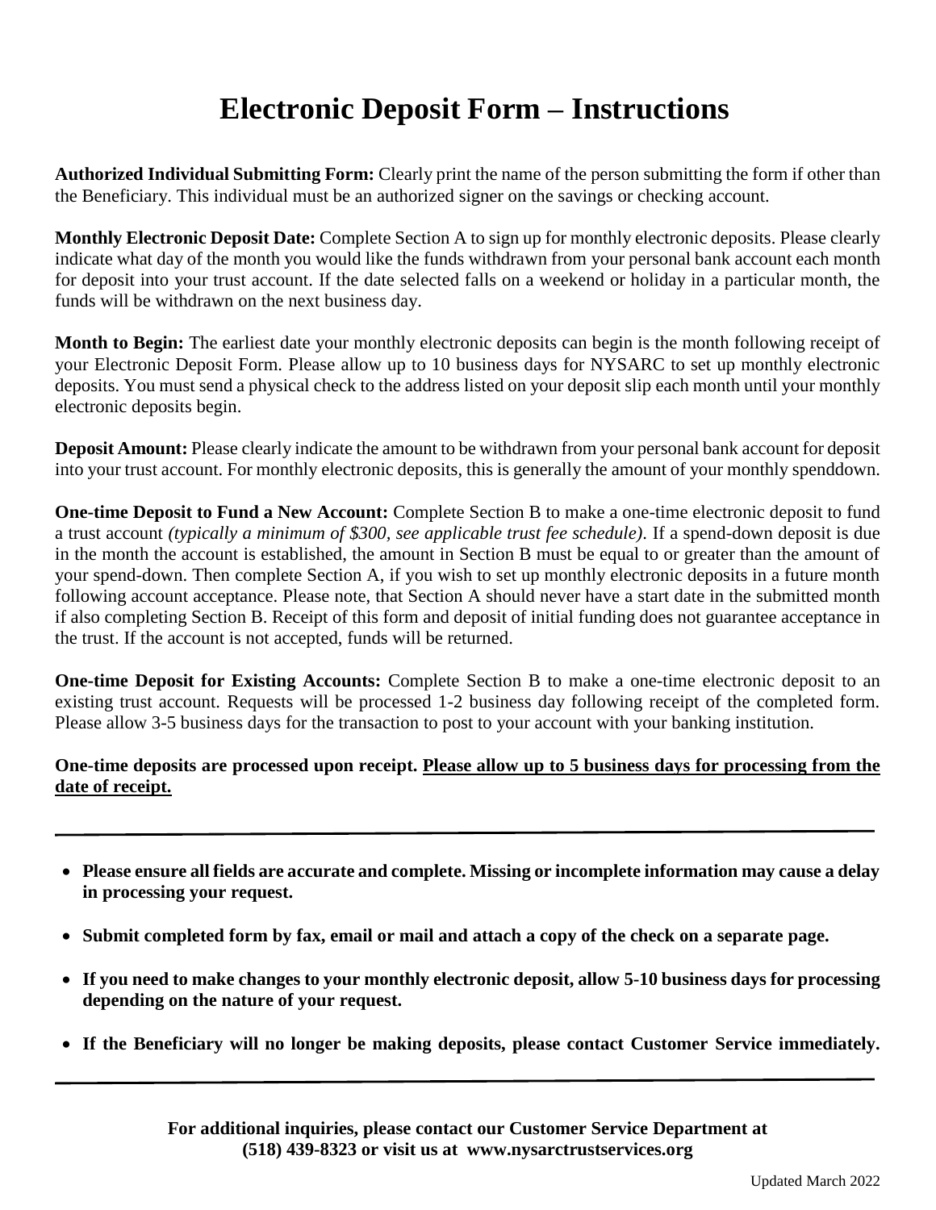# Electronic Deposit Form – Instructions

**Authorized Individual Submitting Form:** Clearly print the name of the person submitting the form if other than the Beneficiary. This individual must be an authorized signer on the savings or checking account.

**Monthly Electronic Deposit Date:** Complete Section A to sign up for monthly electronic deposits. Please clearly indicate what day of the month you would like the funds withdrawn from your personal bank account each month for deposit into your trust account. If the date selected falls on a weekend or holiday in a particular month, the funds will be withdrawn on the next business day.

**Month to Begin:** The earliest date your monthly electronic deposits can begin is the month following receipt of your Electronic Deposit Form. Please allow up to 10 business days for NYSARC to set up monthly electronic deposits. You must send a physical check to the address listed on your deposit slip each month until your monthly electronic deposits begin.

**Deposit Amount:** Please clearly indicate the amount to be withdrawn from your personal bank account for deposit into your trust account. For monthly electronic deposits, this is generally the amount of your monthly spenddown.

**One-time Deposit to Fund a New Account:** Complete Section B to make a one-time electronic deposit to fund a trust account *(typically a minimum of $300, see applicable trust fee schedule)*. If a spend-down deposit is due in the month the account is established, the amount in Section B must be equal to or greater than the amount of your spend-down. Then complete Section A, if you wish to set up monthly electronic deposits in a future month following account acceptance. Please note, that Section A should never have a start date in the submitted month if also completing Section B. Receipt of this form and deposit of initial funding does not guarantee acceptance in the trust. If the account is not accepted, funds will be returned.

**One-time Deposit for Existing Accounts:** Complete Section B to make a one-time electronic deposit to an existing trust account. Requests will be processed 1-2 business day following receipt of the completed form. Please allow 3-5 business days for the transaction to post to your account with your banking institution.

**One-time deposits are processed upon receipt. <u>Please allow up to 5 business days for processing from the date of receipt.</u>**

---

- **Please ensure all fields are accurate and complete. Missing or incomplete information may cause a delay in processing your request.**
- **Submit completed form by fax, email or mail and attach a copy of the check on a separate page.**
- **If you need to make changes to your monthly electronic deposit, allow 5-10 business days for processing depending on the nature of your request.**
- **If the Beneficiary will no longer be making deposits, please contact Customer Service immediately.**

---

**For additional inquiries, please contact our Customer Service Department at (518) 439-8323 or visit us at www.nysarctrustservices.org**

Updated March 2022